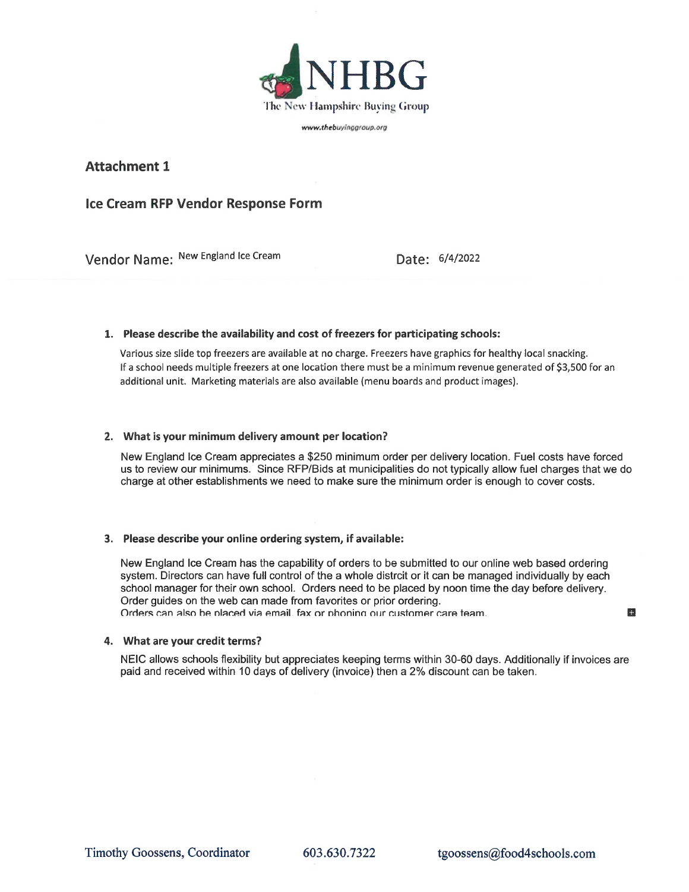# NHBG

The New Hampshire Buying Group

www.thebuyinggroup.org

## Attachment 1

## Ice Cream RFP Vendor Response Form

Vendor Name: New England Ice Cream  Date: 6/4/2022

1. **Please describe the availability and cost of freezers for participating schools:**

   Various size slide top freezers are available at no charge. Freezers have graphics for healthy local snacking. If a school needs multiple freezers at one location there must be a minimum revenue generated of $3,500 for an additional unit. Marketing materials are also available (menu boards and product images).

2. **What is your minimum delivery amount per location?**

   New England Ice Cream appreciates a $250 minimum order per delivery location. Fuel costs have forced us to review our minimums. Since RFP/Bids at municipalities do not typically allow fuel charges that we do charge at other establishments we need to make sure the minimum order is enough to cover costs.

3. **Please describe your online ordering system, if available:**

   New England Ice Cream has the capability of orders to be submitted to our online web based ordering system. Directors can have full control of the a whole distrcit or it can be managed individually by each school manager for their own school. Orders need to be placed by noon time the day before delivery. Order guides on the web can made from favorites or prior ordering.
   Orders can also be placed via email, fax or phoning our customer care team.

4. **What are your credit terms?**

   NEIC allows schools flexibility but appreciates keeping terms within 30-60 days. Additionally if invoices are paid and received within 10 days of delivery (invoice) then a 2% discount can be taken.

Timothy Goossens, Coordinator  603.630.7322  tgoossens@food4schools.com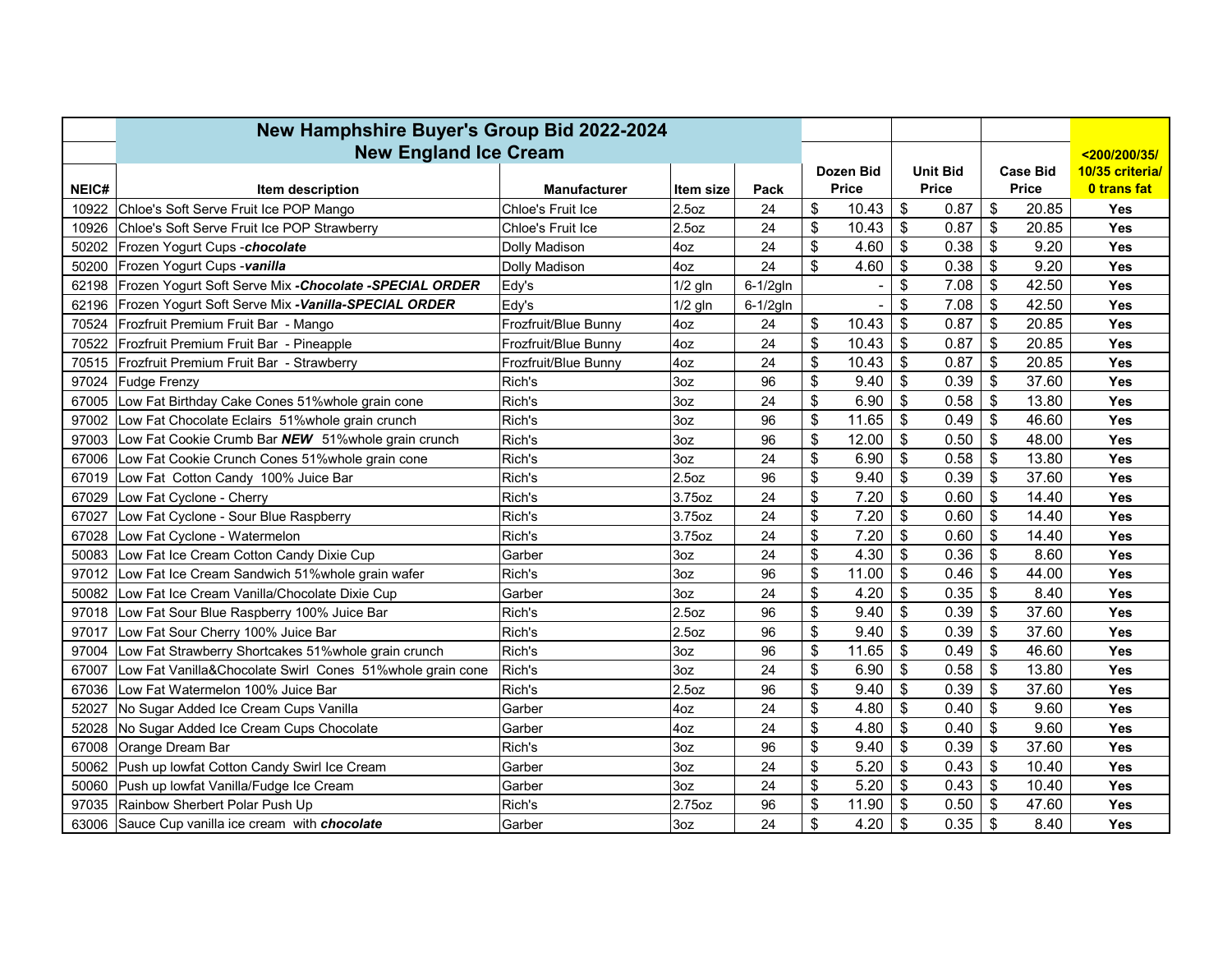| NEIC# | New Hampshire Buyer's Group Bid 2022-2024<br>New England Ice Cream<br>Item description | Manufacturer | Item size | Pack | Dozen Bid Price | Unit Bid Price | Case Bid Price | <200/200/35/ 10/35 criteria/ 0 trans fat |
|---|---|---|---|---|---|---|---|---|
| 10922 | Chloe's Soft Serve Fruit Ice POP Mango | Chloe's Fruit Ice | 2.5oz | 24 | $ 10.43 | $ 0.87 | $ 20.85 | **Yes** |
| 10926 | Chloe's Soft Serve Fruit Ice POP Strawberry | Chloe's Fruit Ice | 2.5oz | 24 | $ 10.43 | $ 0.87 | $ 20.85 | **Yes** |
| 50202 | Frozen Yogurt Cups -***chocolate*** | Dolly Madison | 4oz | 24 | $ 4.60 | $ 0.38 | $ 9.20 | **Yes** |
| 50200 | Frozen Yogurt Cups -***vanilla*** | Dolly Madison | 4oz | 24 | $ 4.60 | $ 0.38 | $ 9.20 | **Yes** |
| 62198 | Frozen Yogurt Soft Serve Mix ***-Chocolate -SPECIAL ORDER*** | Edy's | 1/2 gln | 6-1/2gln | - | $ 7.08 | $ 42.50 | **Yes** |
| 62196 | Frozen Yogurt Soft Serve Mix ***-Vanilla-SPECIAL ORDER*** | Edy's | 1/2 gln | 6-1/2gln | - | $ 7.08 | $ 42.50 | **Yes** |
| 70524 | Frozfruit Premium Fruit Bar - Mango | Frozfruit/Blue Bunny | 4oz | 24 | $ 10.43 | $ 0.87 | $ 20.85 | **Yes** |
| 70522 | Frozfruit Premium Fruit Bar - Pineapple | Frozfruit/Blue Bunny | 4oz | 24 | $ 10.43 | $ 0.87 | $ 20.85 | **Yes** |
| 70515 | Frozfruit Premium Fruit Bar - Strawberry | Frozfruit/Blue Bunny | 4oz | 24 | $ 10.43 | $ 0.87 | $ 20.85 | **Yes** |
| 97024 | Fudge Frenzy | Rich's | 3oz | 96 | $ 9.40 | $ 0.39 | $ 37.60 | **Yes** |
| 67005 | Low Fat Birthday Cake Cones 51%whole grain cone | Rich's | 3oz | 24 | $ 6.90 | $ 0.58 | $ 13.80 | **Yes** |
| 97002 | Low Fat Chocolate Eclairs 51%whole grain crunch | Rich's | 3oz | 96 | $ 11.65 | $ 0.49 | $ 46.60 | **Yes** |
| 97003 | Low Fat Cookie Crumb Bar ***NEW*** 51%whole grain crunch | Rich's | 3oz | 96 | $ 12.00 | $ 0.50 | $ 48.00 | **Yes** |
| 67006 | Low Fat Cookie Crunch Cones 51%whole grain cone | Rich's | 3oz | 24 | $ 6.90 | $ 0.58 | $ 13.80 | **Yes** |
| 67019 | Low Fat Cotton Candy 100% Juice Bar | Rich's | 2.5oz | 96 | $ 9.40 | $ 0.39 | $ 37.60 | **Yes** |
| 67029 | Low Fat Cyclone - Cherry | Rich's | 3.75oz | 24 | $ 7.20 | $ 0.60 | $ 14.40 | **Yes** |
| 67027 | Low Fat Cyclone - Sour Blue Raspberry | Rich's | 3.75oz | 24 | $ 7.20 | $ 0.60 | $ 14.40 | **Yes** |
| 67028 | Low Fat Cyclone - Watermelon | Rich's | 3.75oz | 24 | $ 7.20 | $ 0.60 | $ 14.40 | **Yes** |
| 50083 | Low Fat Ice Cream Cotton Candy Dixie Cup | Garber | 3oz | 24 | $ 4.30 | $ 0.36 | $ 8.60 | **Yes** |
| 97012 | Low Fat Ice Cream Sandwich 51%whole grain wafer | Rich's | 3oz | 96 | $ 11.00 | $ 0.46 | $ 44.00 | **Yes** |
| 50082 | Low Fat Ice Cream Vanilla/Chocolate Dixie Cup | Garber | 3oz | 24 | $ 4.20 | $ 0.35 | $ 8.40 | **Yes** |
| 97018 | Low Fat Sour Blue Raspberry 100% Juice Bar | Rich's | 2.5oz | 96 | $ 9.40 | $ 0.39 | $ 37.60 | **Yes** |
| 97017 | Low Fat Sour Cherry 100% Juice Bar | Rich's | 2.5oz | 96 | $ 9.40 | $ 0.39 | $ 37.60 | **Yes** |
| 97004 | Low Fat Strawberry Shortcakes 51%whole grain crunch | Rich's | 3oz | 96 | $ 11.65 | $ 0.49 | $ 46.60 | **Yes** |
| 67007 | Low Fat Vanilla&Chocolate Swirl Cones 51%whole grain cone | Rich's | 3oz | 24 | $ 6.90 | $ 0.58 | $ 13.80 | **Yes** |
| 67036 | Low Fat Watermelon 100% Juice Bar | Rich's | 2.5oz | 96 | $ 9.40 | $ 0.39 | $ 37.60 | **Yes** |
| 52027 | No Sugar Added Ice Cream Cups Vanilla | Garber | 4oz | 24 | $ 4.80 | $ 0.40 | $ 9.60 | **Yes** |
| 52028 | No Sugar Added Ice Cream Cups Chocolate | Garber | 4oz | 24 | $ 4.80 | $ 0.40 | $ 9.60 | **Yes** |
| 67008 | Orange Dream Bar | Rich's | 3oz | 96 | $ 9.40 | $ 0.39 | $ 37.60 | **Yes** |
| 50062 | Push up lowfat Cotton Candy Swirl Ice Cream | Garber | 3oz | 24 | $ 5.20 | $ 0.43 | $ 10.40 | **Yes** |
| 50060 | Push up lowfat Vanilla/Fudge Ice Cream | Garber | 3oz | 24 | $ 5.20 | $ 0.43 | $ 10.40 | **Yes** |
| 97035 | Rainbow Sherbert Polar Push Up | Rich's | 2.75oz | 96 | $ 11.90 | $ 0.50 | $ 47.60 | **Yes** |
| 63006 | Sauce Cup vanilla ice cream with ***chocolate*** | Garber | 3oz | 24 | $ 4.20 | $ 0.35 | $ 8.40 | **Yes** |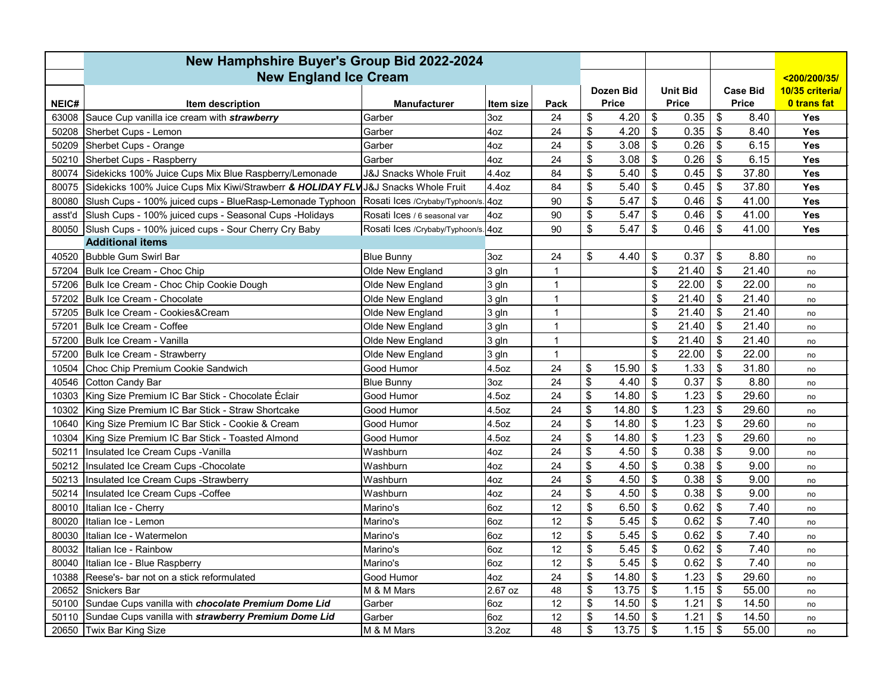| NEIC# | New Hampshire Buyer's Group Bid 2022-2024<br>New England Ice Cream<br>Item description | Manufacturer | Item size | Pack | Dozen Bid Price | Unit Bid Price | Case Bid Price | <200/200/35/ 10/35 criteria/ 0 trans fat |
|---|---|---|---|---|---|---|---|---|
| 63008 | Sauce Cup vanilla ice cream with ***strawberry*** | Garber | 3oz | 24 | $ 4.20 | $ 0.35 | $ 8.40 | **Yes** |
| 50208 | Sherbet Cups - Lemon | Garber | 4oz | 24 | $ 4.20 | $ 0.35 | $ 8.40 | **Yes** |
| 50209 | Sherbet Cups - Orange | Garber | 4oz | 24 | $ 3.08 | $ 0.26 | $ 6.15 | **Yes** |
| 50210 | Sherbet Cups - Raspberry | Garber | 4oz | 24 | $ 3.08 | $ 0.26 | $ 6.15 | **Yes** |
| 80074 | Sidekicks 100% Juice Cups Mix Blue Raspberry/Lemonade | J&J Snacks Whole Fruit | 4.4oz | 84 | $ 5.40 | $ 0.45 | $ 37.80 | **Yes** |
| 80075 | Sidekicks 100% Juice Cups Mix Kiwi/Strawberr ***& HOLIDAY FLV*** | J&J Snacks Whole Fruit | 4.4oz | 84 | $ 5.40 | $ 0.45 | $ 37.80 | **Yes** |
| 80080 | Slush Cups - 100% juiced cups - BlueRasp-Lemonade Typhoon | Rosati Ices /Crybaby/Typhoon/s. | 4oz | 90 | $ 5.47 | $ 0.46 | $ 41.00 | **Yes** |
| asst'd | Slush Cups - 100% juiced cups - Seasonal Cups -Holidays | Rosati Ices / 6 seasonal var | 4oz | 90 | $ 5.47 | $ 0.46 | $ 41.00 | **Yes** |
| 80050 | Slush Cups - 100% juiced cups - Sour Cherry Cry Baby | Rosati Ices /Crybaby/Typhoon/s. | 4oz | 90 | $ 5.47 | $ 0.46 | $ 41.00 | **Yes** |
| | **Additional items** | | | | | | | |
| 40520 | Bubble Gum Swirl Bar | Blue Bunny | 3oz | 24 | $ 4.40 | $ 0.37 | $ 8.80 | no |
| 57204 | Bulk Ice Cream - Choc Chip | Olde New England | 3 gln | 1 | | $ 21.40 | $ 21.40 | no |
| 57206 | Bulk Ice Cream - Choc Chip Cookie Dough | Olde New England | 3 gln | 1 | | $ 22.00 | $ 22.00 | no |
| 57202 | Bulk Ice Cream - Chocolate | Olde New England | 3 gln | 1 | | $ 21.40 | $ 21.40 | no |
| 57205 | Bulk Ice Cream - Cookies&Cream | Olde New England | 3 gln | 1 | | $ 21.40 | $ 21.40 | no |
| 57201 | Bulk Ice Cream - Coffee | Olde New England | 3 gln | 1 | | $ 21.40 | $ 21.40 | no |
| 57200 | Bulk Ice Cream - Vanilla | Olde New England | 3 gln | 1 | | $ 21.40 | $ 21.40 | no |
| 57200 | Bulk Ice Cream - Strawberry | Olde New England | 3 gln | 1 | | $ 22.00 | $ 22.00 | no |
| 10504 | Choc Chip Premium Cookie Sandwich | Good Humor | 4.5oz | 24 | $ 15.90 | $ 1.33 | $ 31.80 | no |
| 40546 | Cotton Candy Bar | Blue Bunny | 3oz | 24 | $ 4.40 | $ 0.37 | $ 8.80 | no |
| 10303 | King Size Premium IC Bar Stick - Chocolate Éclair | Good Humor | 4.5oz | 24 | $ 14.80 | $ 1.23 | $ 29.60 | no |
| 10302 | King Size Premium IC Bar Stick - Straw Shortcake | Good Humor | 4.5oz | 24 | $ 14.80 | $ 1.23 | $ 29.60 | no |
| 10640 | King Size Premium IC Bar Stick - Cookie & Cream | Good Humor | 4.5oz | 24 | $ 14.80 | $ 1.23 | $ 29.60 | no |
| 10304 | King Size Premium IC Bar Stick - Toasted Almond | Good Humor | 4.5oz | 24 | $ 14.80 | $ 1.23 | $ 29.60 | no |
| 50211 | Insulated Ice Cream Cups -Vanilla | Washburn | 4oz | 24 | $ 4.50 | $ 0.38 | $ 9.00 | no |
| 50212 | Insulated Ice Cream Cups -Chocolate | Washburn | 4oz | 24 | $ 4.50 | $ 0.38 | $ 9.00 | no |
| 50213 | Insulated Ice Cream Cups -Strawberry | Washburn | 4oz | 24 | $ 4.50 | $ 0.38 | $ 9.00 | no |
| 50214 | Insulated Ice Cream Cups -Coffee | Washburn | 4oz | 24 | $ 4.50 | $ 0.38 | $ 9.00 | no |
| 80010 | Italian Ice - Cherry | Marino's | 6oz | 12 | $ 6.50 | $ 0.62 | $ 7.40 | no |
| 80020 | Italian Ice - Lemon | Marino's | 6oz | 12 | $ 5.45 | $ 0.62 | $ 7.40 | no |
| 80030 | Italian Ice - Watermelon | Marino's | 6oz | 12 | $ 5.45 | $ 0.62 | $ 7.40 | no |
| 80032 | Italian Ice - Rainbow | Marino's | 6oz | 12 | $ 5.45 | $ 0.62 | $ 7.40 | no |
| 80040 | Italian Ice - Blue Raspberry | Marino's | 6oz | 12 | $ 5.45 | $ 0.62 | $ 7.40 | no |
| 10388 | Reese's- bar not on a stick reformulated | Good Humor | 4oz | 24 | $ 14.80 | $ 1.23 | $ 29.60 | no |
| 20652 | Snickers Bar | M & M Mars | 2.67 oz | 48 | $ 13.75 | $ 1.15 | $ 55.00 | no |
| 50100 | Sundae Cups vanilla with ***chocolate Premium Dome Lid*** | Garber | 6oz | 12 | $ 14.50 | $ 1.21 | $ 14.50 | no |
| 50110 | Sundae Cups vanilla with ***strawberry Premium Dome Lid*** | Garber | 6oz | 12 | $ 14.50 | $ 1.21 | $ 14.50 | no |
| 20650 | Twix Bar King Size | M & M Mars | 3.2oz | 48 | $ 13.75 | $ 1.15 | $ 55.00 | no |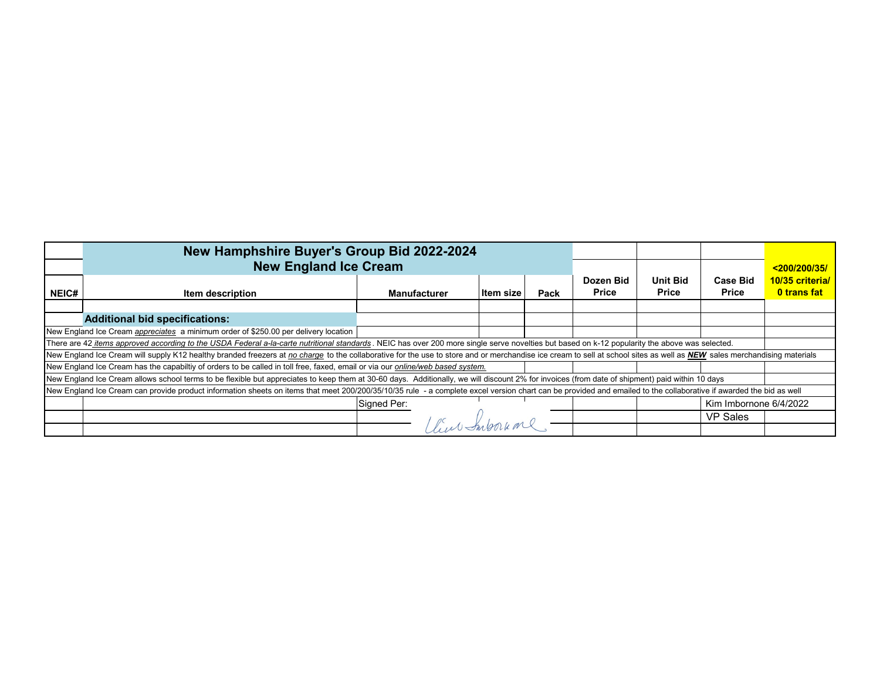| | | | | | | | | |
|---|---|---|---|---|---|---|---|---|
| | **New Hamphshire Buyer's Group Bid 2022-2024** | | | | | | | |
| | **New England Ice Cream** | | | | | | | **<200/200/35/ 10/35 criteria/ 0 trans fat** |
| **NEIC#** | **Item description** | **Manufacturer** | **Item size** | **Pack** | **Dozen Bid Price** | **Unit Bid Price** | **Case Bid Price** | |
| | | | | | | | | |
| | **Additional bid specifications:** | | | | | | | |
| New England Ice Cream *appreciates* a minimum order of $250.00 per delivery location | | | | | | | | |
| There are 42 *items approved according to the USDA Federal a-la-carte nutritional standards*. NEIC has over 200 more single serve novelties but based on k-12 popularity the above was selected. | | | | | | | | |
| New England Ice Cream will supply K12 healthy branded freezers at *no charge* to the collaborative for the use to store and or merchandise ice cream to sell at school sites as well as ***NEW*** sales merchandising materials | | | | | | | | |
| New England Ice Cream has the capabiltiy of orders to be called in toll free, faxed, email or via our *online/web based system.* | | | | | | | | |
| New England Ice Cream allows school terms to be flexible but appreciates to keep them at 30-60 days. Additionally, we will discount 2% for invoices (from date of shipment) paid within 10 days | | | | | | | | |
| New England Ice Cream can provide product information sheets on items that meet 200/200/35/10/35 rule - a complete excel version chart can be provided and emailed to the collaborative if awarded the bid as well | | | | | | | | |
| | | Signed Per: | | | | | Kim Imbornone 6/4/2022 | |
| | | | | | | | VP Sales | |
| | | | | | | | | |